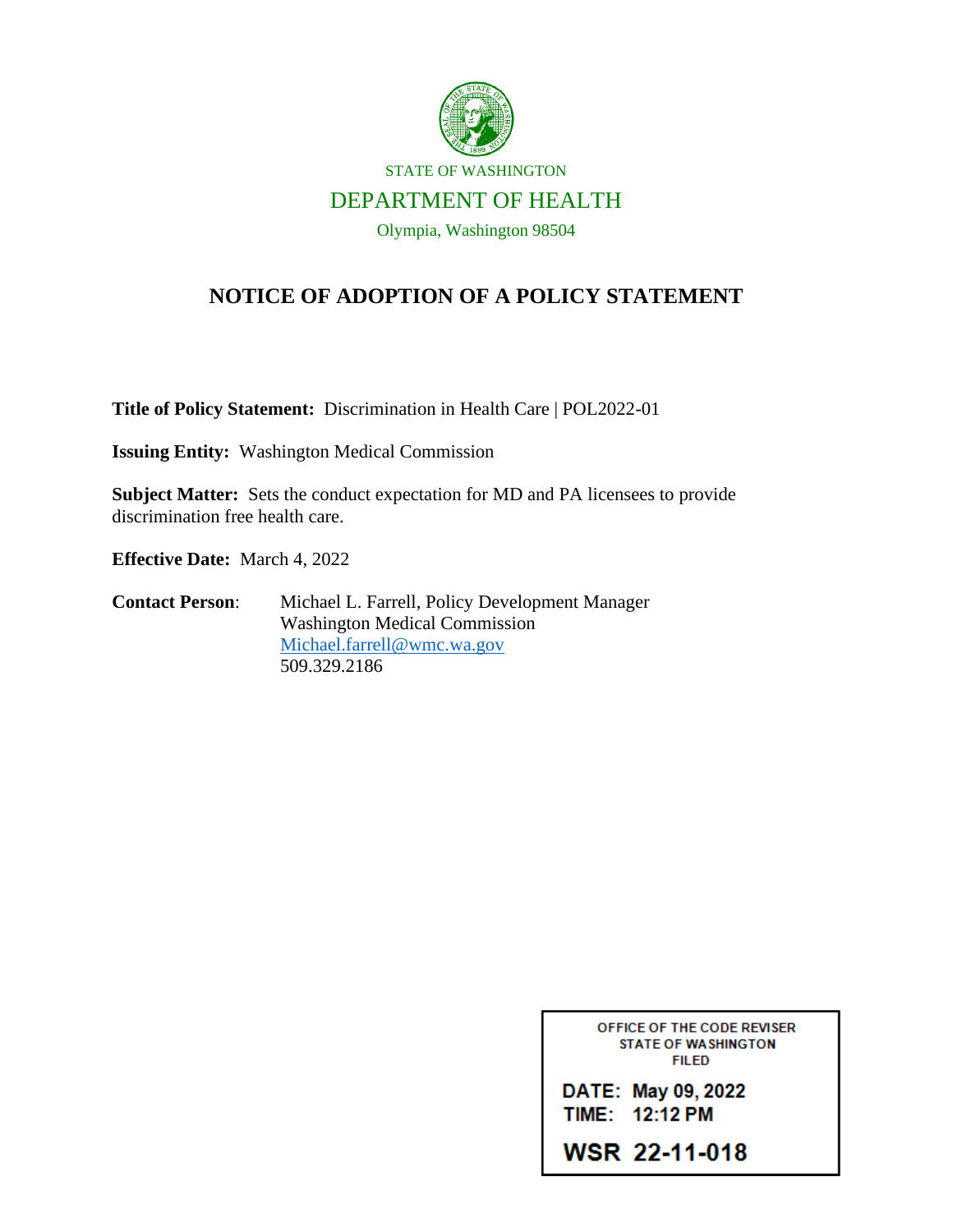STATE OF WASHINGTON

DEPARTMENT OF HEALTH

Olympia, Washington 98504

## NOTICE OF ADOPTION OF A POLICY STATEMENT

**Title of Policy Statement:** Discrimination in Health Care | POL2022-01

**Issuing Entity:** Washington Medical Commission

**Subject Matter:** Sets the conduct expectation for MD and PA licensees to provide discrimination free health care.

**Effective Date:** March 4, 2022

**Contact Person**: Michael L. Farrell, Policy Development Manager
Washington Medical Commission
Michael.farrell@wmc.wa.gov
509.329.2186

OFFICE OF THE CODE REVISER
STATE OF WASHINGTON
FILED

DATE: May 09, 2022
TIME: 12:12 PM

WSR 22-11-018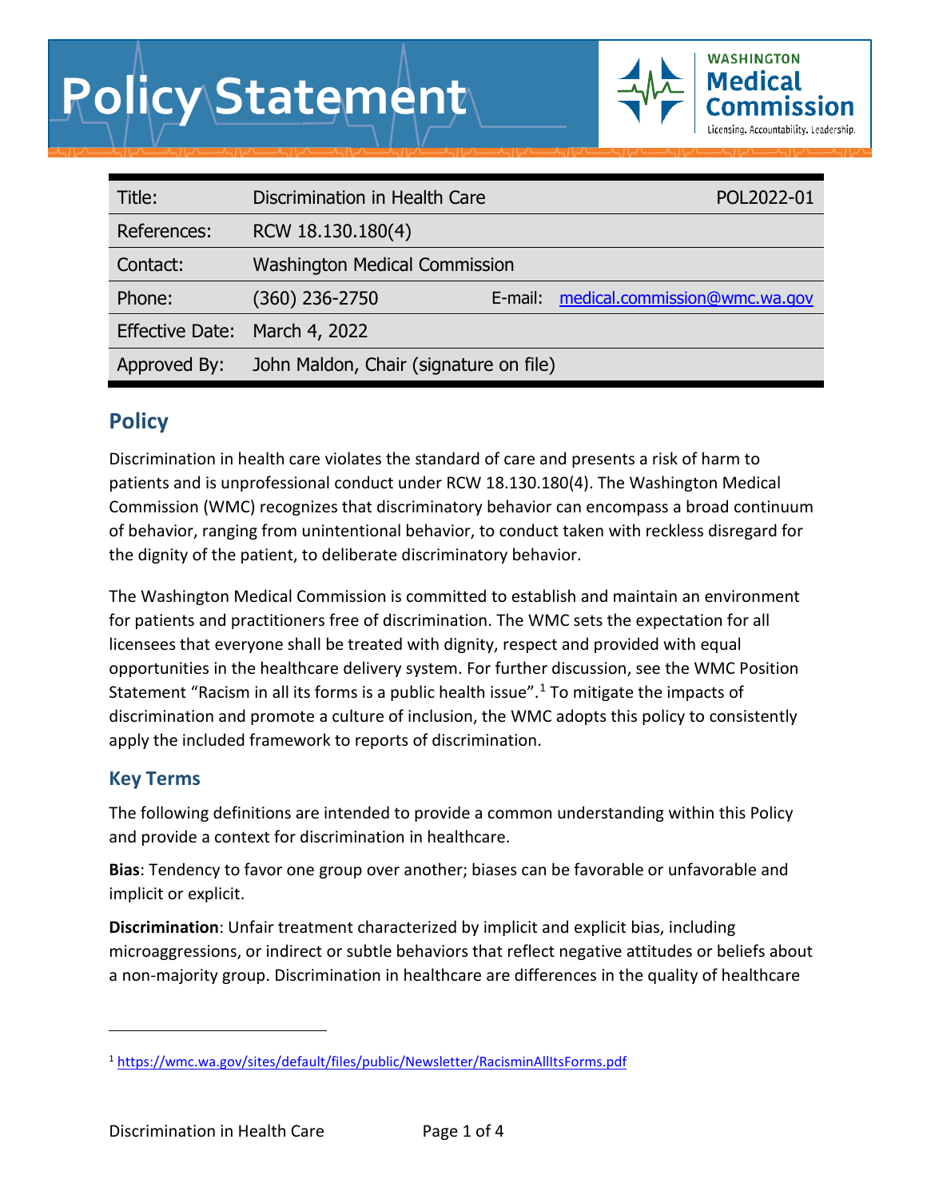# Policy Statement

WASHINGTON Medical Commission
Licensing. Accountability. Leadership.

| | | | |
|---|---|---|---|
| Title: | Discrimination in Health Care | | POL2022-01 |
| References: | RCW 18.130.180(4) | | |
| Contact: | Washington Medical Commission | | |
| Phone: | (360) 236-2750 | E-mail: | medical.commission@wmc.wa.gov |
| Effective Date: | March 4, 2022 | | |
| Approved By: | John Maldon, Chair (signature on file) | | |

## Policy

Discrimination in health care violates the standard of care and presents a risk of harm to patients and is unprofessional conduct under RCW 18.130.180(4). The Washington Medical Commission (WMC) recognizes that discriminatory behavior can encompass a broad continuum of behavior, ranging from unintentional behavior, to conduct taken with reckless disregard for the dignity of the patient, to deliberate discriminatory behavior.

The Washington Medical Commission is committed to establish and maintain an environment for patients and practitioners free of discrimination. The WMC sets the expectation for all licensees that everyone shall be treated with dignity, respect and provided with equal opportunities in the healthcare delivery system. For further discussion, see the WMC Position Statement "Racism in all its forms is a public health issue".[1] To mitigate the impacts of discrimination and promote a culture of inclusion, the WMC adopts this policy to consistently apply the included framework to reports of discrimination.

### Key Terms

The following definitions are intended to provide a common understanding within this Policy and provide a context for discrimination in healthcare.

**Bias**: Tendency to favor one group over another; biases can be favorable or unfavorable and implicit or explicit.

**Discrimination**: Unfair treatment characterized by implicit and explicit bias, including microaggressions, or indirect or subtle behaviors that reflect negative attitudes or beliefs about a non-majority group. Discrimination in healthcare are differences in the quality of healthcare

[1] https://wmc.wa.gov/sites/default/files/public/Newsletter/RacisminAllItsForms.pdf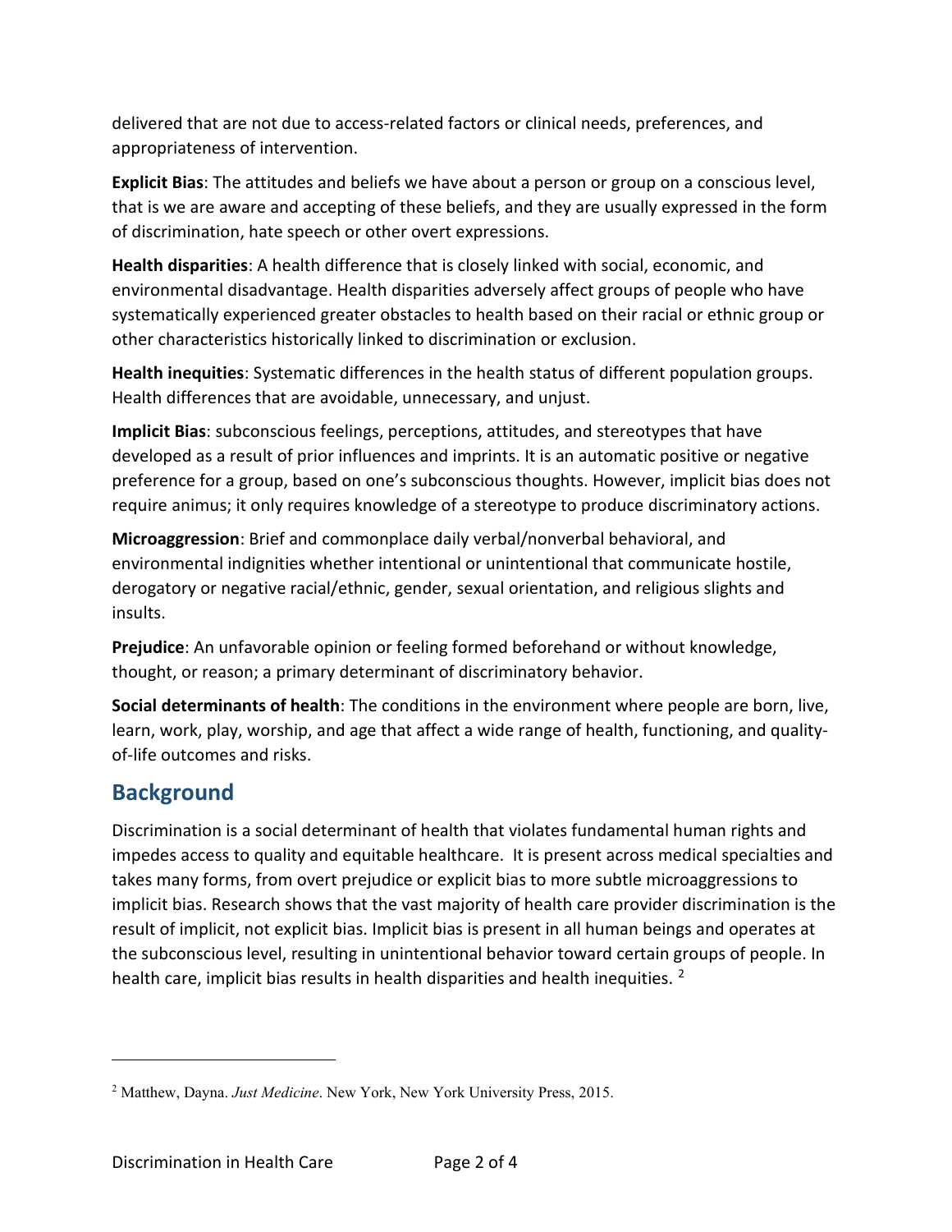delivered that are not due to access-related factors or clinical needs, preferences, and appropriateness of intervention.

**Explicit Bias**: The attitudes and beliefs we have about a person or group on a conscious level, that is we are aware and accepting of these beliefs, and they are usually expressed in the form of discrimination, hate speech or other overt expressions.

**Health disparities**: A health difference that is closely linked with social, economic, and environmental disadvantage. Health disparities adversely affect groups of people who have systematically experienced greater obstacles to health based on their racial or ethnic group or other characteristics historically linked to discrimination or exclusion.

**Health inequities**: Systematic differences in the health status of different population groups. Health differences that are avoidable, unnecessary, and unjust.

**Implicit Bias**: subconscious feelings, perceptions, attitudes, and stereotypes that have developed as a result of prior influences and imprints. It is an automatic positive or negative preference for a group, based on one's subconscious thoughts. However, implicit bias does not require animus; it only requires knowledge of a stereotype to produce discriminatory actions.

**Microaggression**: Brief and commonplace daily verbal/nonverbal behavioral, and environmental indignities whether intentional or unintentional that communicate hostile, derogatory or negative racial/ethnic, gender, sexual orientation, and religious slights and insults.

**Prejudice**: An unfavorable opinion or feeling formed beforehand or without knowledge, thought, or reason; a primary determinant of discriminatory behavior.

**Social determinants of health**: The conditions in the environment where people are born, live, learn, work, play, worship, and age that affect a wide range of health, functioning, and quality-of-life outcomes and risks.

## Background

Discrimination is a social determinant of health that violates fundamental human rights and impedes access to quality and equitable healthcare. It is present across medical specialties and takes many forms, from overt prejudice or explicit bias to more subtle microaggressions to implicit bias. Research shows that the vast majority of health care provider discrimination is the result of implicit, not explicit bias. Implicit bias is present in all human beings and operates at the subconscious level, resulting in unintentional behavior toward certain groups of people. In health care, implicit bias results in health disparities and health inequities. [2]

[2] Matthew, Dayna. *Just Medicine*. New York, New York University Press, 2015.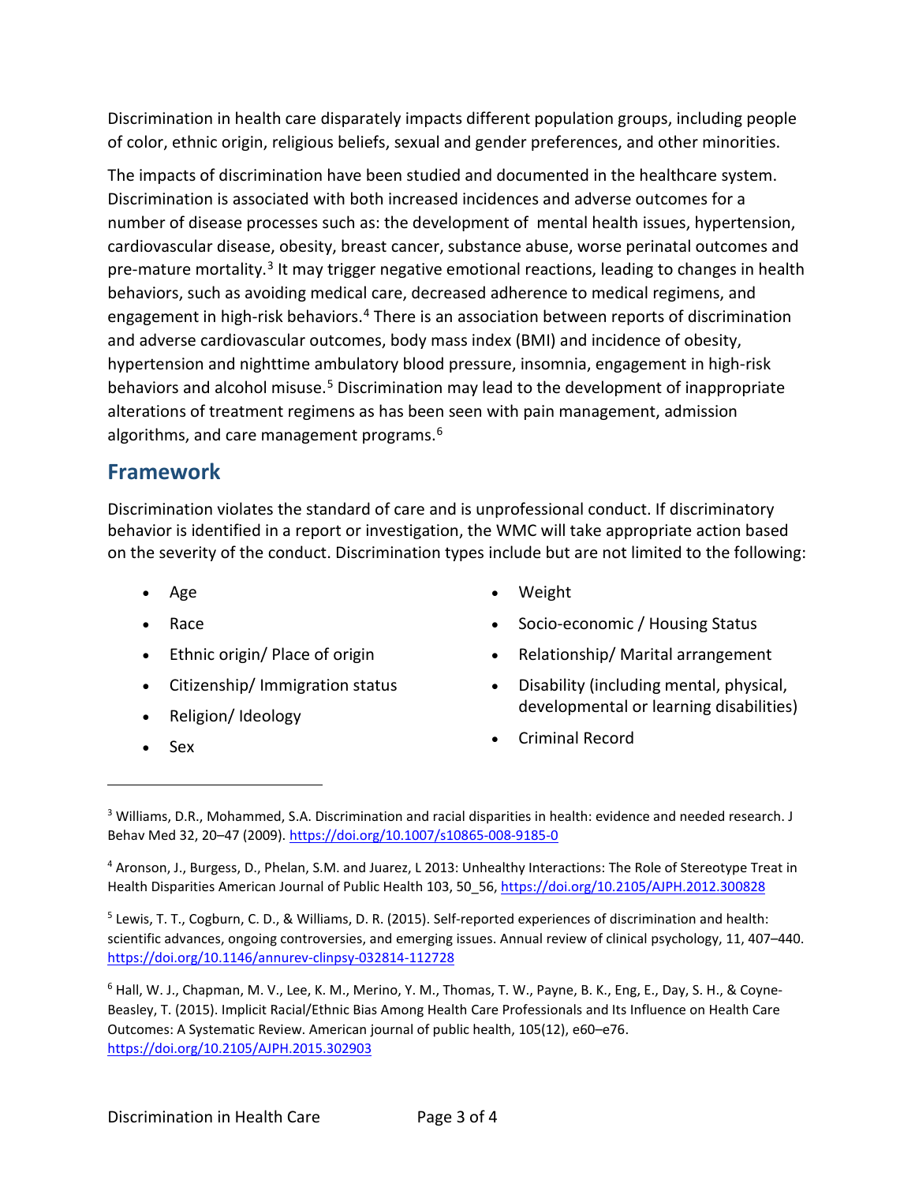Discrimination in health care disparately impacts different population groups, including people of color, ethnic origin, religious beliefs, sexual and gender preferences, and other minorities.

The impacts of discrimination have been studied and documented in the healthcare system. Discrimination is associated with both increased incidences and adverse outcomes for a number of disease processes such as: the development of mental health issues, hypertension, cardiovascular disease, obesity, breast cancer, substance abuse, worse perinatal outcomes and pre-mature mortality.[3] It may trigger negative emotional reactions, leading to changes in health behaviors, such as avoiding medical care, decreased adherence to medical regimens, and engagement in high-risk behaviors.[4] There is an association between reports of discrimination and adverse cardiovascular outcomes, body mass index (BMI) and incidence of obesity, hypertension and nighttime ambulatory blood pressure, insomnia, engagement in high-risk behaviors and alcohol misuse.[5] Discrimination may lead to the development of inappropriate alterations of treatment regimens as has been seen with pain management, admission algorithms, and care management programs.[6]

## Framework

Discrimination violates the standard of care and is unprofessional conduct. If discriminatory behavior is identified in a report or investigation, the WMC will take appropriate action based on the severity of the conduct. Discrimination types include but are not limited to the following:

- Age
- Race
- Ethnic origin/ Place of origin
- Citizenship/ Immigration status
- Religion/ Ideology
- Sex
- Weight
- Socio-economic / Housing Status
- Relationship/ Marital arrangement
- Disability (including mental, physical, developmental or learning disabilities)
- Criminal Record

---

[3] Williams, D.R., Mohammed, S.A. Discrimination and racial disparities in health: evidence and needed research. J Behav Med 32, 20–47 (2009). https://doi.org/10.1007/s10865-008-9185-0

[4] Aronson, J., Burgess, D., Phelan, S.M. and Juarez, L 2013: Unhealthy Interactions: The Role of Stereotype Treat in Health Disparities American Journal of Public Health 103, 50_56, https://doi.org/10.2105/AJPH.2012.300828

[5] Lewis, T. T., Cogburn, C. D., & Williams, D. R. (2015). Self-reported experiences of discrimination and health: scientific advances, ongoing controversies, and emerging issues. Annual review of clinical psychology, 11, 407–440. https://doi.org/10.1146/annurev-clinpsy-032814-112728

[6] Hall, W. J., Chapman, M. V., Lee, K. M., Merino, Y. M., Thomas, T. W., Payne, B. K., Eng, E., Day, S. H., & Coyne-Beasley, T. (2015). Implicit Racial/Ethnic Bias Among Health Care Professionals and Its Influence on Health Care Outcomes: A Systematic Review. American journal of public health, 105(12), e60–e76. https://doi.org/10.2105/AJPH.2015.302903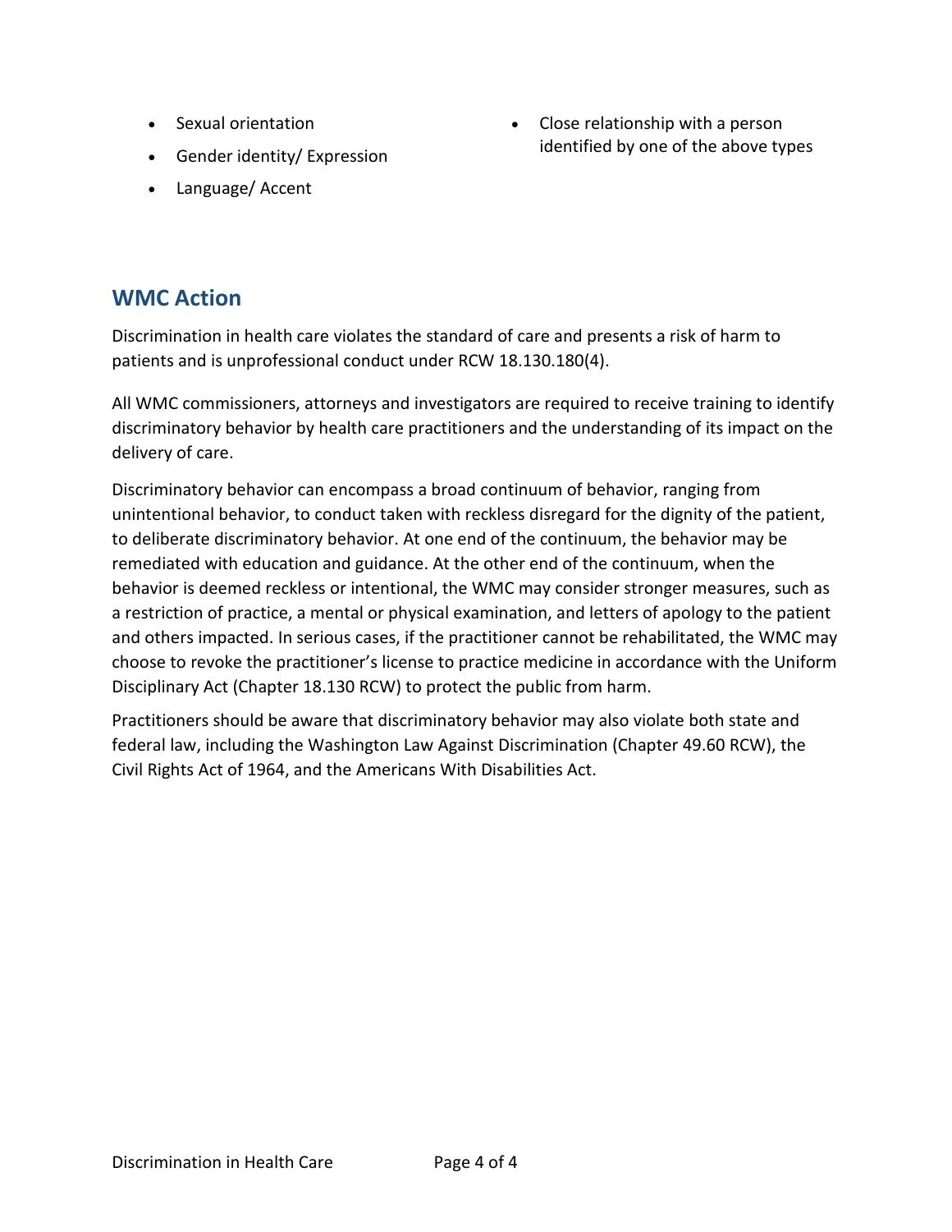- Sexual orientation
- Gender identity/ Expression
- Language/ Accent
- Close relationship with a person identified by one of the above types

## WMC Action

Discrimination in health care violates the standard of care and presents a risk of harm to patients and is unprofessional conduct under RCW 18.130.180(4).

All WMC commissioners, attorneys and investigators are required to receive training to identify discriminatory behavior by health care practitioners and the understanding of its impact on the delivery of care.

Discriminatory behavior can encompass a broad continuum of behavior, ranging from unintentional behavior, to conduct taken with reckless disregard for the dignity of the patient, to deliberate discriminatory behavior. At one end of the continuum, the behavior may be remediated with education and guidance. At the other end of the continuum, when the behavior is deemed reckless or intentional, the WMC may consider stronger measures, such as a restriction of practice, a mental or physical examination, and letters of apology to the patient and others impacted. In serious cases, if the practitioner cannot be rehabilitated, the WMC may choose to revoke the practitioner's license to practice medicine in accordance with the Uniform Disciplinary Act (Chapter 18.130 RCW) to protect the public from harm.

Practitioners should be aware that discriminatory behavior may also violate both state and federal law, including the Washington Law Against Discrimination (Chapter 49.60 RCW), the Civil Rights Act of 1964, and the Americans With Disabilities Act.